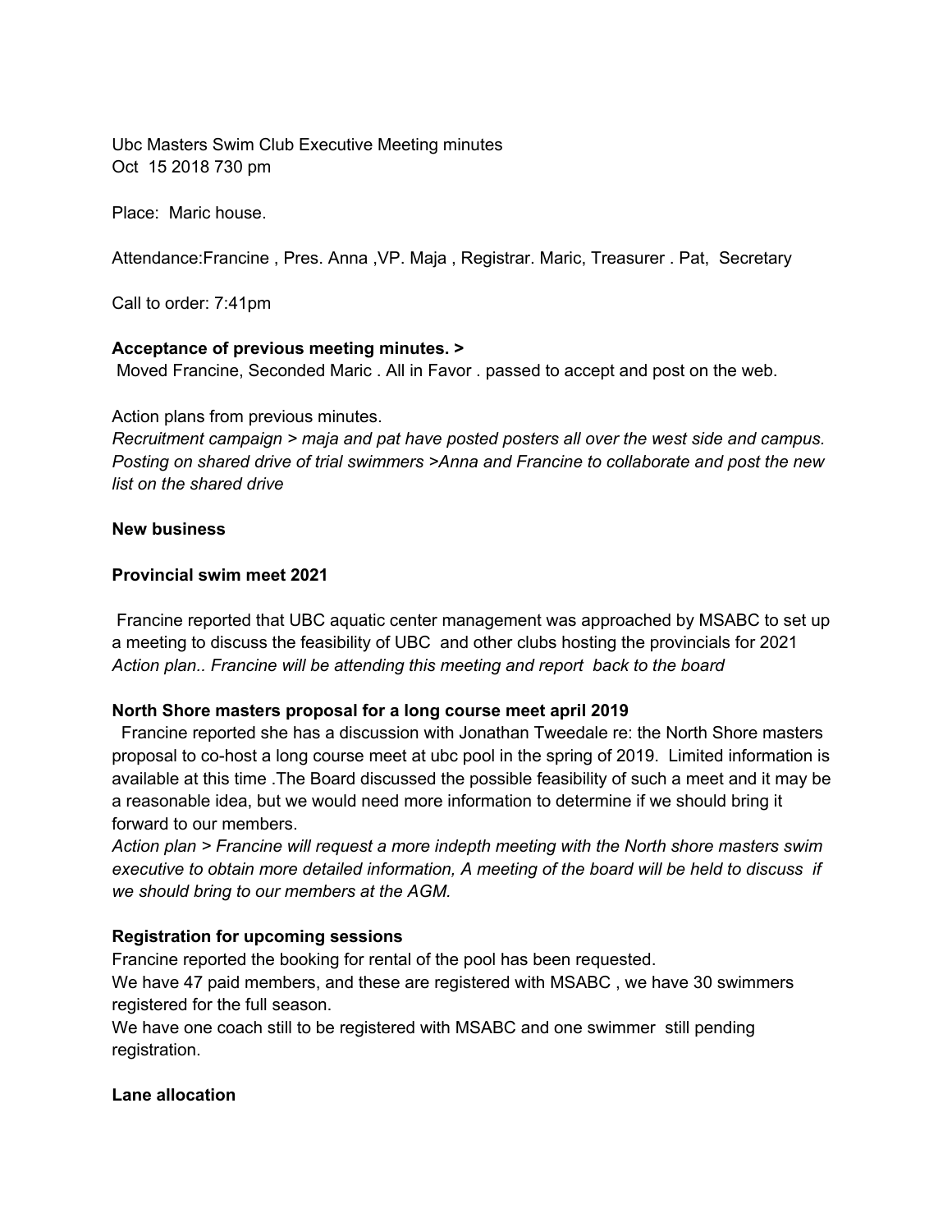Ubc Masters Swim Club Executive Meeting minutes
Oct 15 2018 730 pm

Place: Maric house.

Attendance:Francine , Pres. Anna ,VP. Maja , Registrar. Maric, Treasurer . Pat, Secretary

Call to order: 7:41pm

**Acceptance of previous meeting minutes. >**
Moved Francine, Seconded Maric . All in Favor . passed to accept and post on the web.

Action plans from previous minutes.
*Recruitment campaign > maja and pat have posted posters all over the west side and campus. Posting on shared drive of trial swimmers >Anna and Francine to collaborate and post the new list on the shared drive*

**New business**

**Provincial swim meet 2021**

Francine reported that UBC aquatic center management was approached by MSABC to set up a meeting to discuss the feasibility of UBC and other clubs hosting the provincials for 2021
*Action plan.. Francine will be attending this meeting and report back to the board*

**North Shore masters proposal for a long course meet april 2019**

Francine reported she has a discussion with Jonathan Tweedale re: the North Shore masters proposal to co-host a long course meet at ubc pool in the spring of 2019. Limited information is available at this time .The Board discussed the possible feasibility of such a meet and it may be a reasonable idea, but we would need more information to determine if we should bring it forward to our members.
*Action plan > Francine will request a more indepth meeting with the North shore masters swim executive to obtain more detailed information, A meeting of the board will be held to discuss if we should bring to our members at the AGM.*

**Registration for upcoming sessions**
Francine reported the booking for rental of the pool has been requested.
We have 47 paid members, and these are registered with MSABC , we have 30 swimmers registered for the full season.
We have one coach still to be registered with MSABC and one swimmer still pending registration.

**Lane allocation**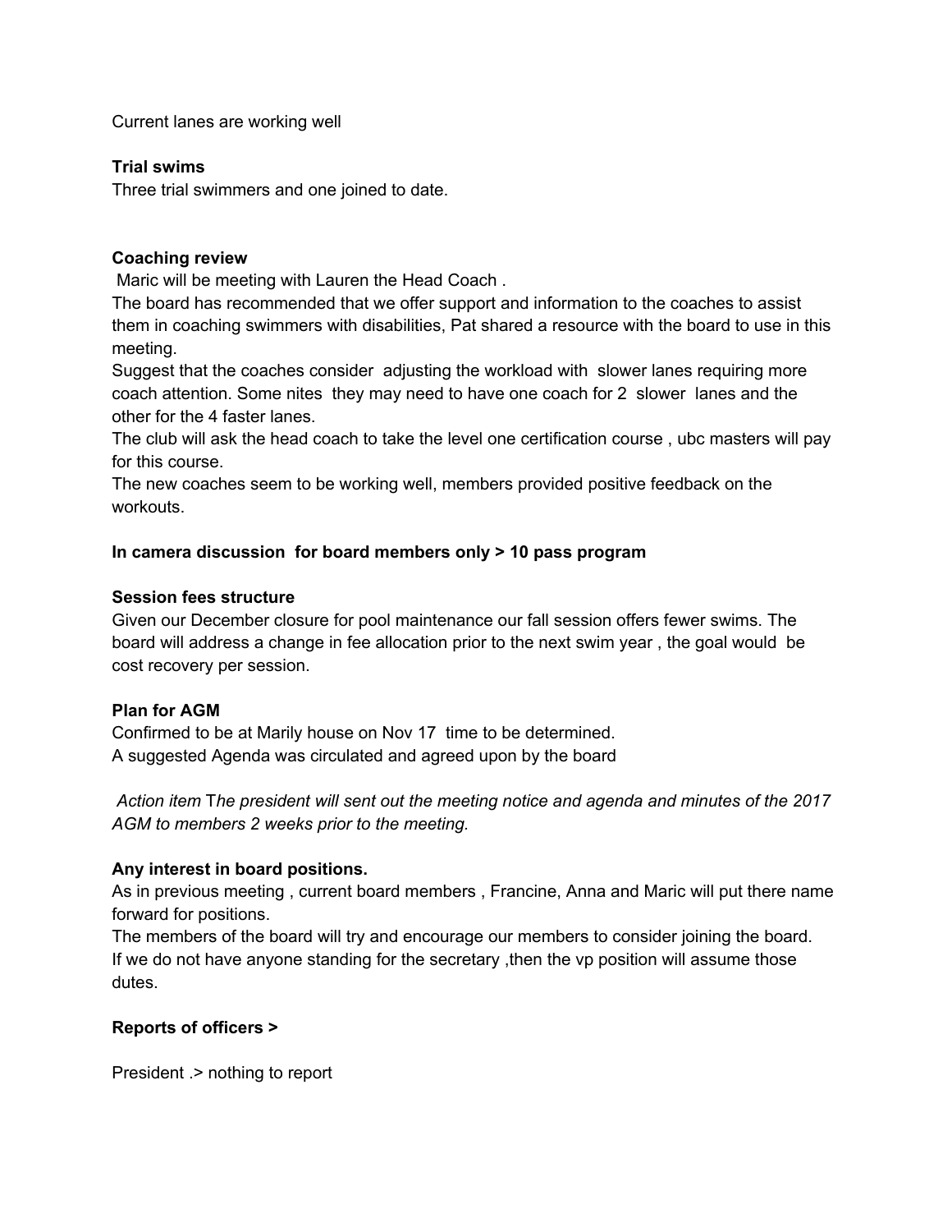Current lanes are working well

**Trial swims**

Three trial swimmers and one joined to date.

**Coaching review**

Maric will be meeting with Lauren the Head Coach .

The board has recommended that we offer support and information to the coaches to assist them in coaching swimmers with disabilities, Pat shared a resource with the board to use in this meeting.

Suggest that the coaches consider adjusting the workload with slower lanes requiring more coach attention. Some nites they may need to have one coach for 2 slower lanes and the other for the 4 faster lanes.

The club will ask the head coach to take the level one certification course , ubc masters will pay for this course.

The new coaches seem to be working well, members provided positive feedback on the workouts.

**In camera discussion for board members only > 10 pass program**

**Session fees structure**

Given our December closure for pool maintenance our fall session offers fewer swims. The board will address a change in fee allocation prior to the next swim year , the goal would be cost recovery per session.

**Plan for AGM**

Confirmed to be at Marily house on Nov 17 time to be determined.

A suggested Agenda was circulated and agreed upon by the board

*Action item* T*he president will sent out the meeting notice and agenda and minutes of the 2017 AGM to members 2 weeks prior to the meeting.*

**Any interest in board positions.**

As in previous meeting , current board members , Francine, Anna and Maric will put there name forward for positions.

The members of the board will try and encourage our members to consider joining the board.

If we do not have anyone standing for the secretary ,then the vp position will assume those dutes.

**Reports of officers >**

President .> nothing to report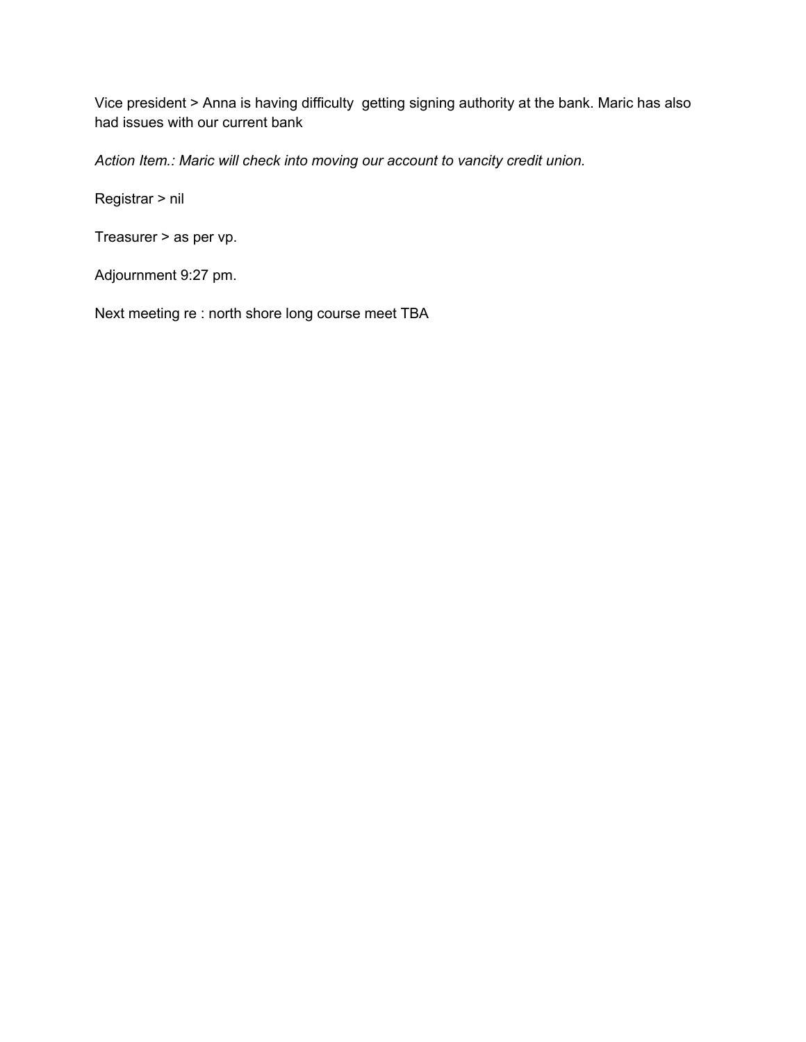Vice president > Anna is having difficulty  getting signing authority at the bank. Maric has also had issues with our current bank

*Action Item.: Maric will check into moving our account to vancity credit union.*

Registrar > nil

Treasurer > as per vp.

Adjournment 9:27 pm.

Next meeting re : north shore long course meet TBA